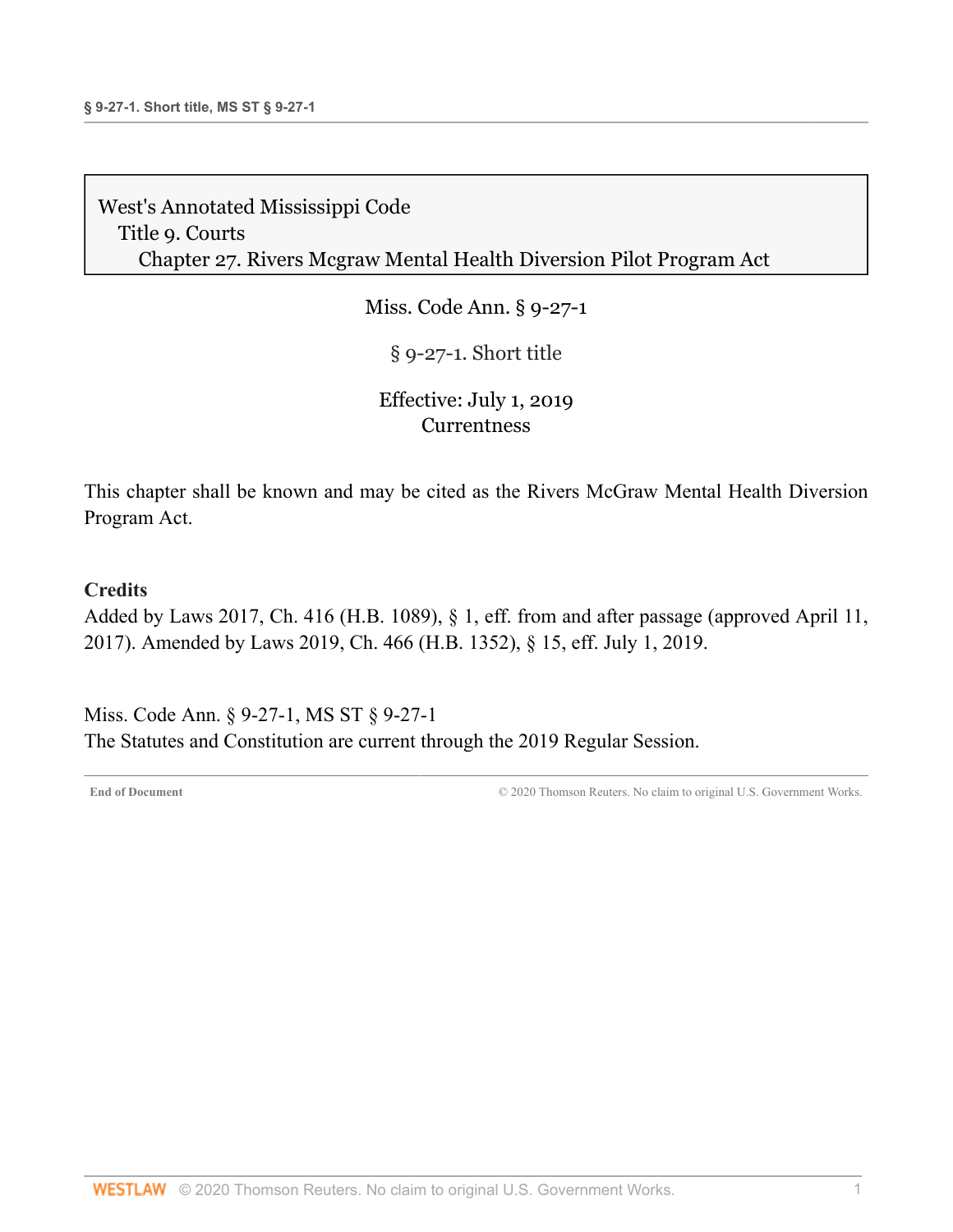West's Annotated Mississippi Code
Title 9. Courts
Chapter 27. Rivers Mcgraw Mental Health Diversion Pilot Program Act

Miss. Code Ann. § 9-27-1

# § 9-27-1. Short title

Effective: July 1, 2019
Currentness

This chapter shall be known and may be cited as the Rivers McGraw Mental Health Diversion Program Act.

**Credits**

Added by Laws 2017, Ch. 416 (H.B. 1089), § 1, eff. from and after passage (approved April 11, 2017). Amended by Laws 2019, Ch. 466 (H.B. 1352), § 15, eff. July 1, 2019.

Miss. Code Ann. § 9-27-1, MS ST § 9-27-1
The Statutes and Constitution are current through the 2019 Regular Session.

End of Document © 2020 Thomson Reuters. No claim to original U.S. Government Works.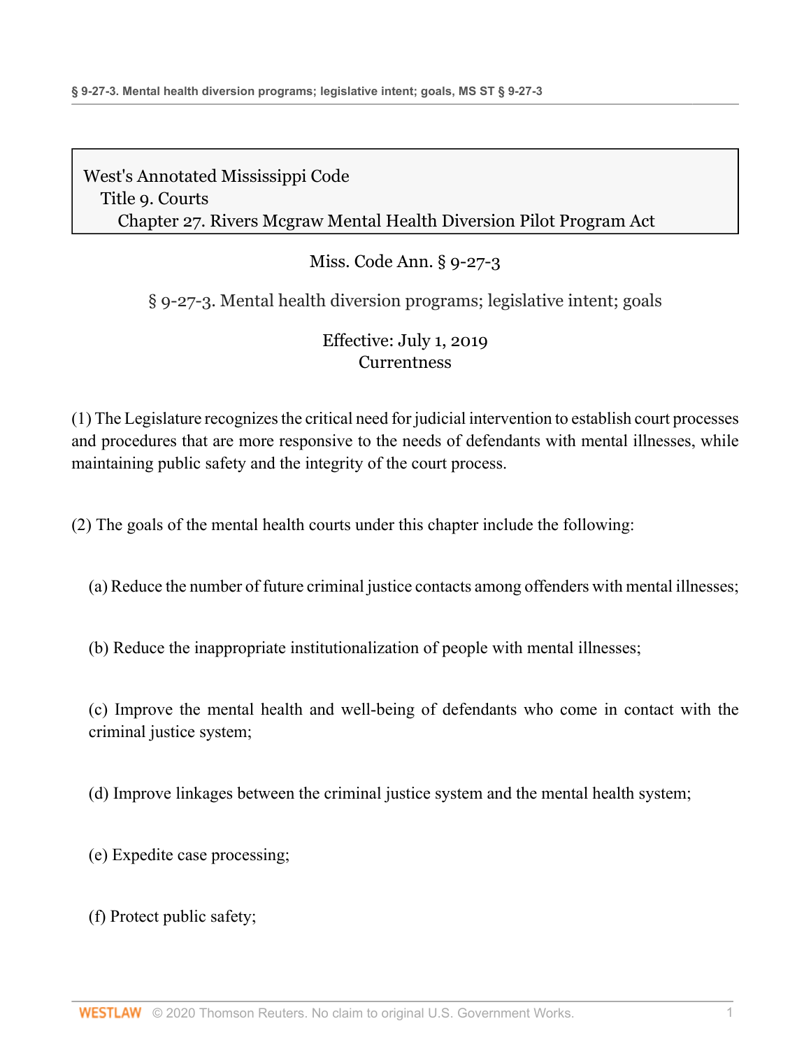West's Annotated Mississippi Code
Title 9. Courts
Chapter 27. Rivers Mcgraw Mental Health Diversion Pilot Program Act

Miss. Code Ann. § 9-27-3

# § 9-27-3. Mental health diversion programs; legislative intent; goals

Effective: July 1, 2019
Currentness

(1) The Legislature recognizes the critical need for judicial intervention to establish court processes and procedures that are more responsive to the needs of defendants with mental illnesses, while maintaining public safety and the integrity of the court process.

(2) The goals of the mental health courts under this chapter include the following:

(a) Reduce the number of future criminal justice contacts among offenders with mental illnesses;

(b) Reduce the inappropriate institutionalization of people with mental illnesses;

(c) Improve the mental health and well-being of defendants who come in contact with the criminal justice system;

(d) Improve linkages between the criminal justice system and the mental health system;

(e) Expedite case processing;

(f) Protect public safety;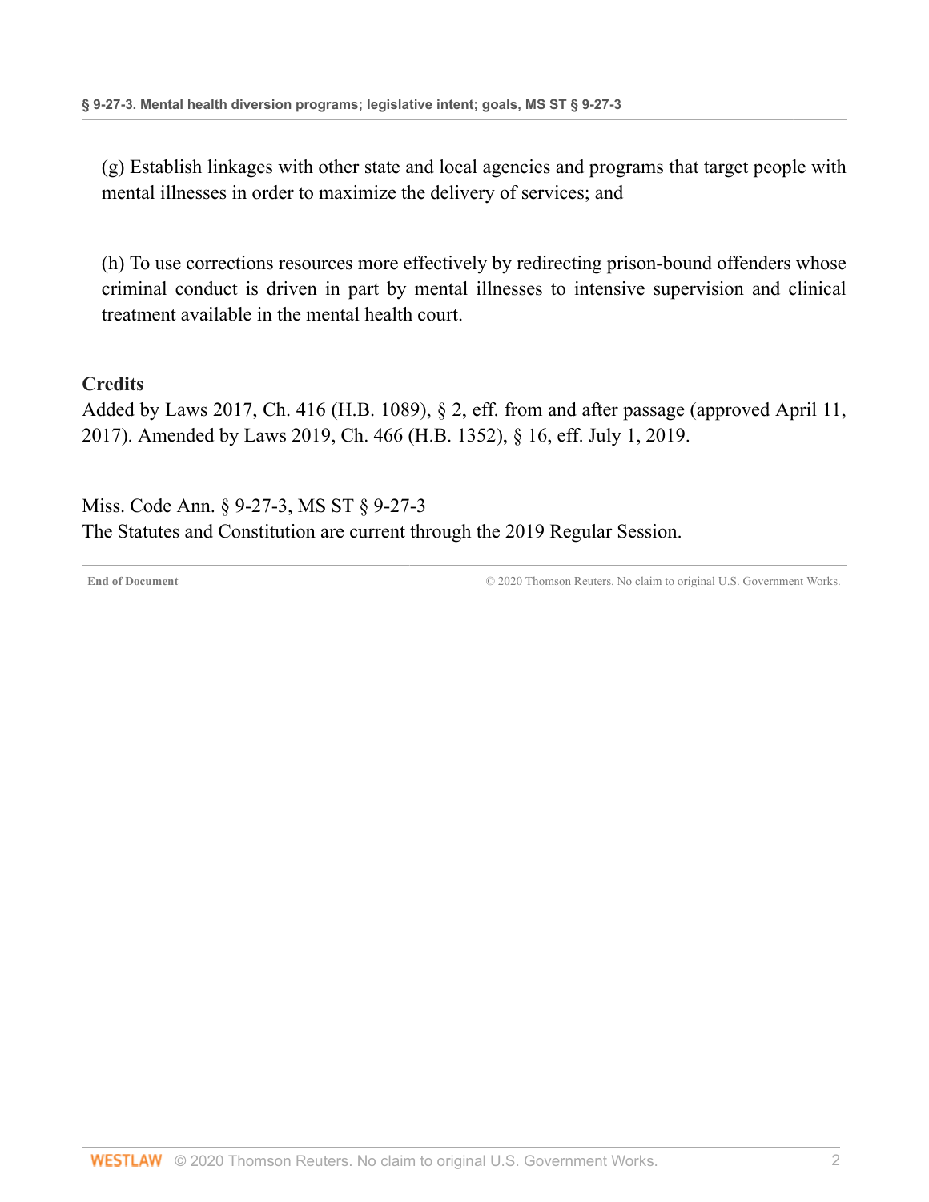(g) Establish linkages with other state and local agencies and programs that target people with mental illnesses in order to maximize the delivery of services; and

(h) To use corrections resources more effectively by redirecting prison-bound offenders whose criminal conduct is driven in part by mental illnesses to intensive supervision and clinical treatment available in the mental health court.

**Credits**

Added by Laws 2017, Ch. 416 (H.B. 1089), § 2, eff. from and after passage (approved April 11, 2017). Amended by Laws 2019, Ch. 466 (H.B. 1352), § 16, eff. July 1, 2019.

Miss. Code Ann. § 9-27-3, MS ST § 9-27-3
The Statutes and Constitution are current through the 2019 Regular Session.

**End of Document** © 2020 Thomson Reuters. No claim to original U.S. Government Works.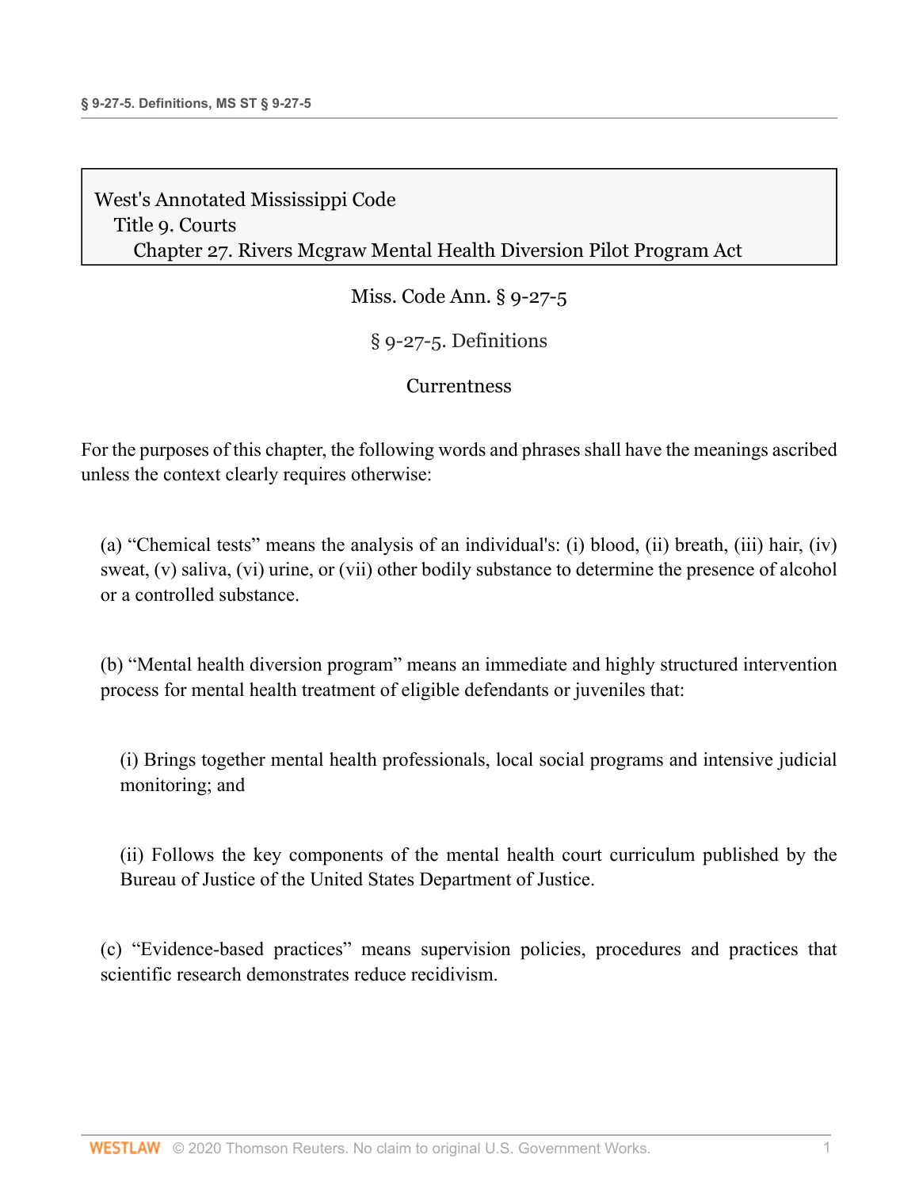West's Annotated Mississippi Code
Title 9. Courts
Chapter 27. Rivers Mcgraw Mental Health Diversion Pilot Program Act

Miss. Code Ann. § 9-27-5

# § 9-27-5. Definitions

Currentness

For the purposes of this chapter, the following words and phrases shall have the meanings ascribed unless the context clearly requires otherwise:

(a) "Chemical tests" means the analysis of an individual's: (i) blood, (ii) breath, (iii) hair, (iv) sweat, (v) saliva, (vi) urine, or (vii) other bodily substance to determine the presence of alcohol or a controlled substance.

(b) "Mental health diversion program" means an immediate and highly structured intervention process for mental health treatment of eligible defendants or juveniles that:

(i) Brings together mental health professionals, local social programs and intensive judicial monitoring; and

(ii) Follows the key components of the mental health court curriculum published by the Bureau of Justice of the United States Department of Justice.

(c) "Evidence-based practices" means supervision policies, procedures and practices that scientific research demonstrates reduce recidivism.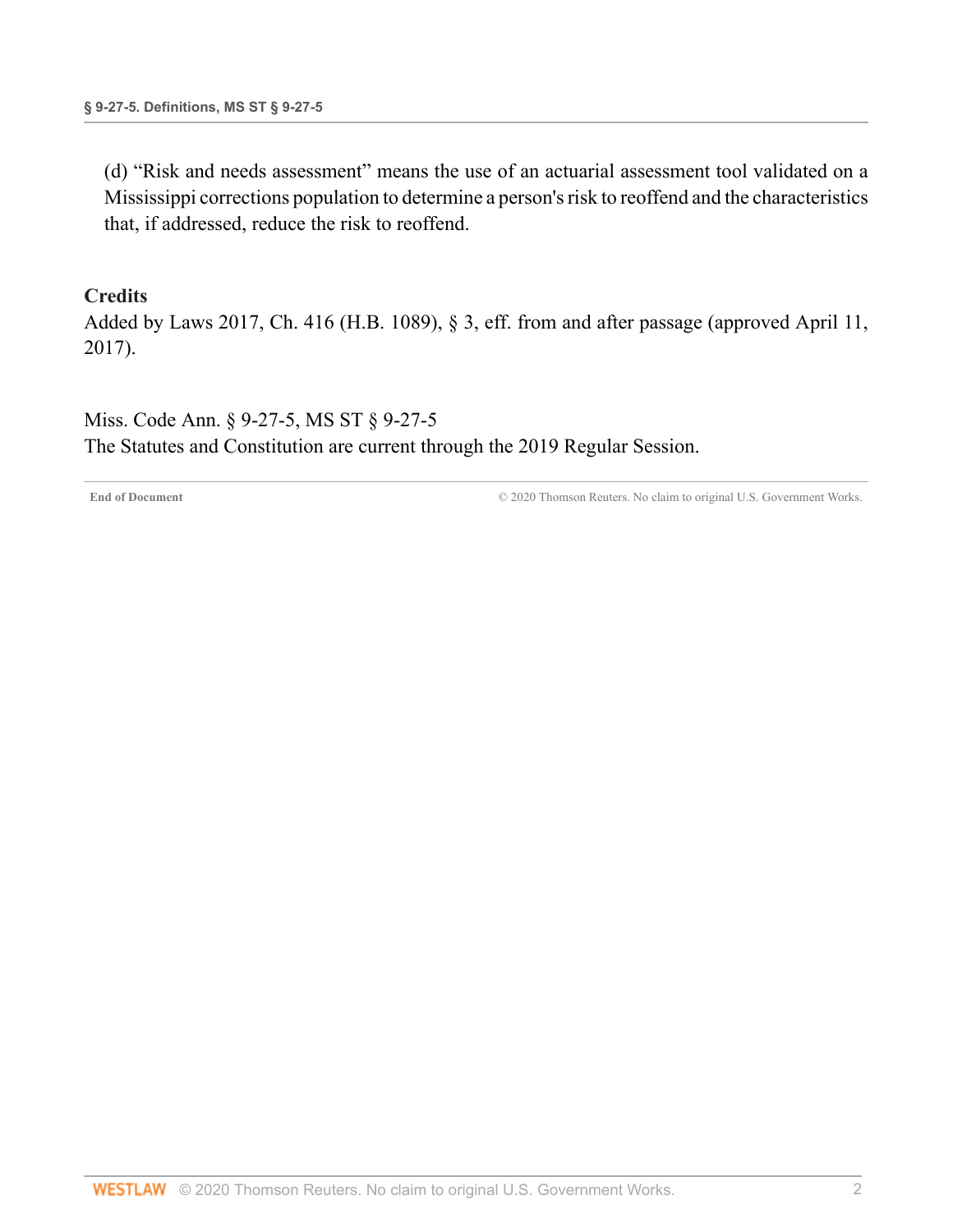(d) "Risk and needs assessment" means the use of an actuarial assessment tool validated on a Mississippi corrections population to determine a person's risk to reoffend and the characteristics that, if addressed, reduce the risk to reoffend.

**Credits**

Added by Laws 2017, Ch. 416 (H.B. 1089), § 3, eff. from and after passage (approved April 11, 2017).

Miss. Code Ann. § 9-27-5, MS ST § 9-27-5
The Statutes and Constitution are current through the 2019 Regular Session.

**End of Document** © 2020 Thomson Reuters. No claim to original U.S. Government Works.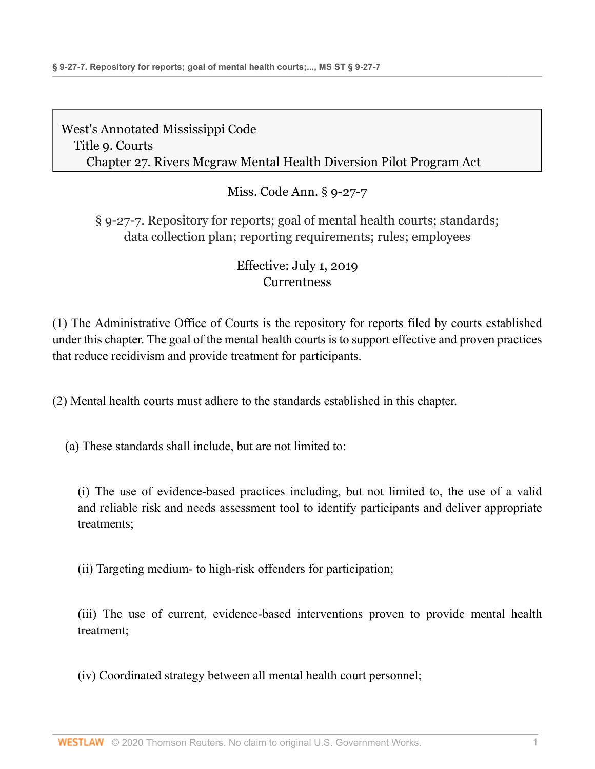West's Annotated Mississippi Code
Title 9. Courts
Chapter 27. Rivers Mcgraw Mental Health Diversion Pilot Program Act

Miss. Code Ann. § 9-27-7

## § 9-27-7. Repository for reports; goal of mental health courts; standards; data collection plan; reporting requirements; rules; employees

Effective: July 1, 2019
Currentness

(1) The Administrative Office of Courts is the repository for reports filed by courts established under this chapter. The goal of the mental health courts is to support effective and proven practices that reduce recidivism and provide treatment for participants.

(2) Mental health courts must adhere to the standards established in this chapter.

(a) These standards shall include, but are not limited to:

(i) The use of evidence-based practices including, but not limited to, the use of a valid and reliable risk and needs assessment tool to identify participants and deliver appropriate treatments;

(ii) Targeting medium- to high-risk offenders for participation;

(iii) The use of current, evidence-based interventions proven to provide mental health treatment;

(iv) Coordinated strategy between all mental health court personnel;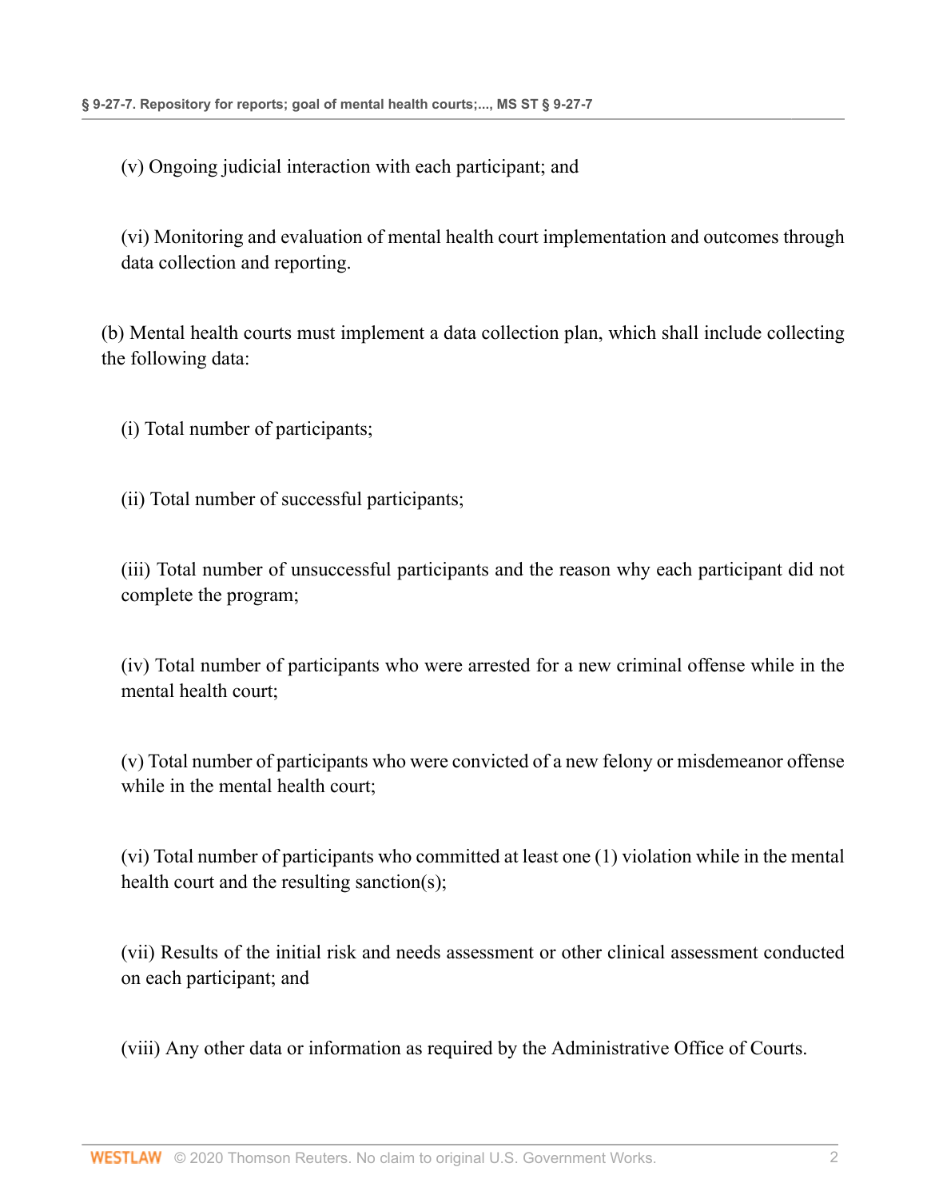(v) Ongoing judicial interaction with each participant; and

(vi) Monitoring and evaluation of mental health court implementation and outcomes through data collection and reporting.

(b) Mental health courts must implement a data collection plan, which shall include collecting the following data:

(i) Total number of participants;

(ii) Total number of successful participants;

(iii) Total number of unsuccessful participants and the reason why each participant did not complete the program;

(iv) Total number of participants who were arrested for a new criminal offense while in the mental health court;

(v) Total number of participants who were convicted of a new felony or misdemeanor offense while in the mental health court;

(vi) Total number of participants who committed at least one (1) violation while in the mental health court and the resulting sanction(s);

(vii) Results of the initial risk and needs assessment or other clinical assessment conducted on each participant; and

(viii) Any other data or information as required by the Administrative Office of Courts.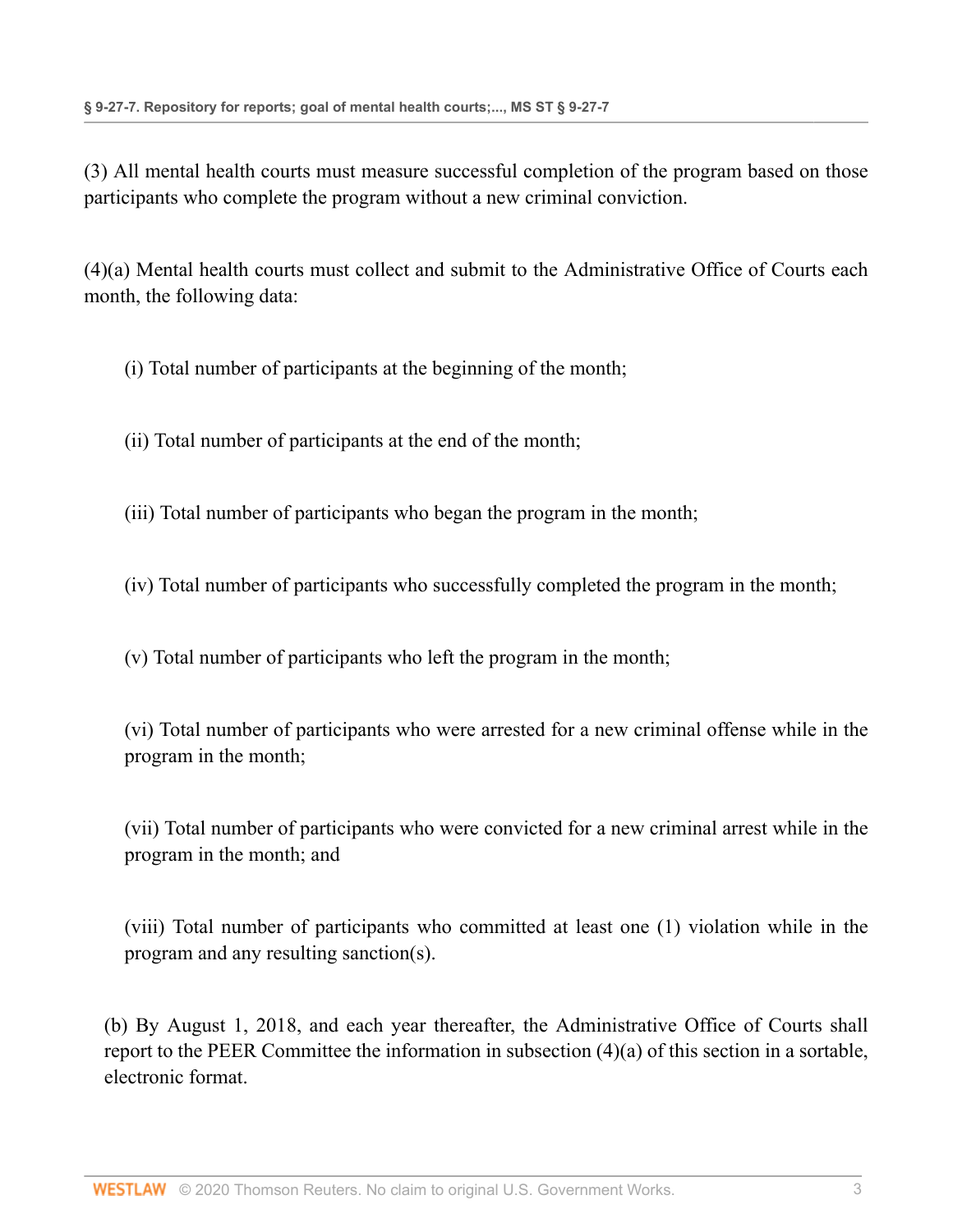(3) All mental health courts must measure successful completion of the program based on those participants who complete the program without a new criminal conviction.

(4)(a) Mental health courts must collect and submit to the Administrative Office of Courts each month, the following data:

(i) Total number of participants at the beginning of the month;

(ii) Total number of participants at the end of the month;

(iii) Total number of participants who began the program in the month;

(iv) Total number of participants who successfully completed the program in the month;

(v) Total number of participants who left the program in the month;

(vi) Total number of participants who were arrested for a new criminal offense while in the program in the month;

(vii) Total number of participants who were convicted for a new criminal arrest while in the program in the month; and

(viii) Total number of participants who committed at least one (1) violation while in the program and any resulting sanction(s).

(b) By August 1, 2018, and each year thereafter, the Administrative Office of Courts shall report to the PEER Committee the information in subsection (4)(a) of this section in a sortable, electronic format.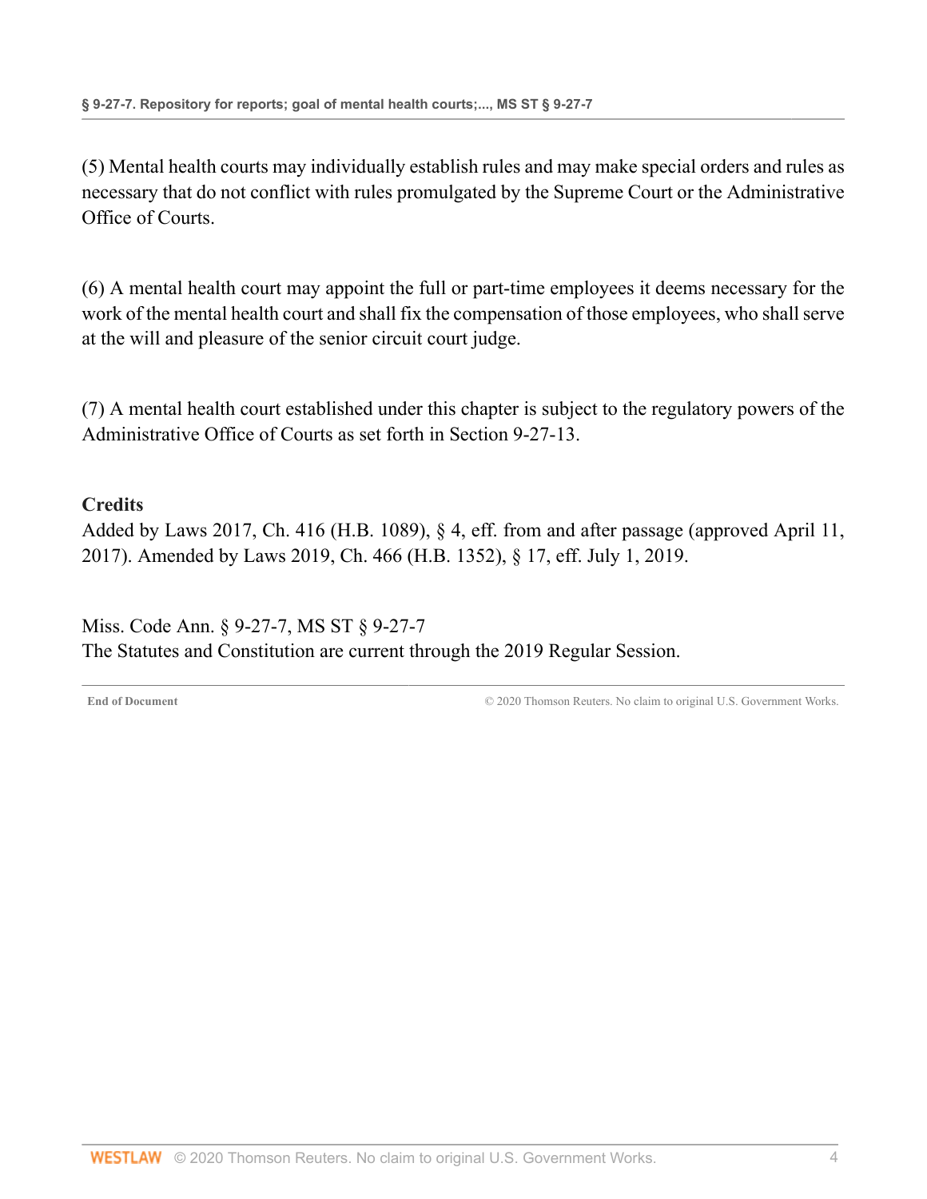(5) Mental health courts may individually establish rules and may make special orders and rules as necessary that do not conflict with rules promulgated by the Supreme Court or the Administrative Office of Courts.

(6) A mental health court may appoint the full or part-time employees it deems necessary for the work of the mental health court and shall fix the compensation of those employees, who shall serve at the will and pleasure of the senior circuit court judge.

(7) A mental health court established under this chapter is subject to the regulatory powers of the Administrative Office of Courts as set forth in Section 9-27-13.

## Credits

Added by Laws 2017, Ch. 416 (H.B. 1089), § 4, eff. from and after passage (approved April 11, 2017). Amended by Laws 2019, Ch. 466 (H.B. 1352), § 17, eff. July 1, 2019.

Miss. Code Ann. § 9-27-7, MS ST § 9-27-7
The Statutes and Constitution are current through the 2019 Regular Session.

End of Document © 2020 Thomson Reuters. No claim to original U.S. Government Works.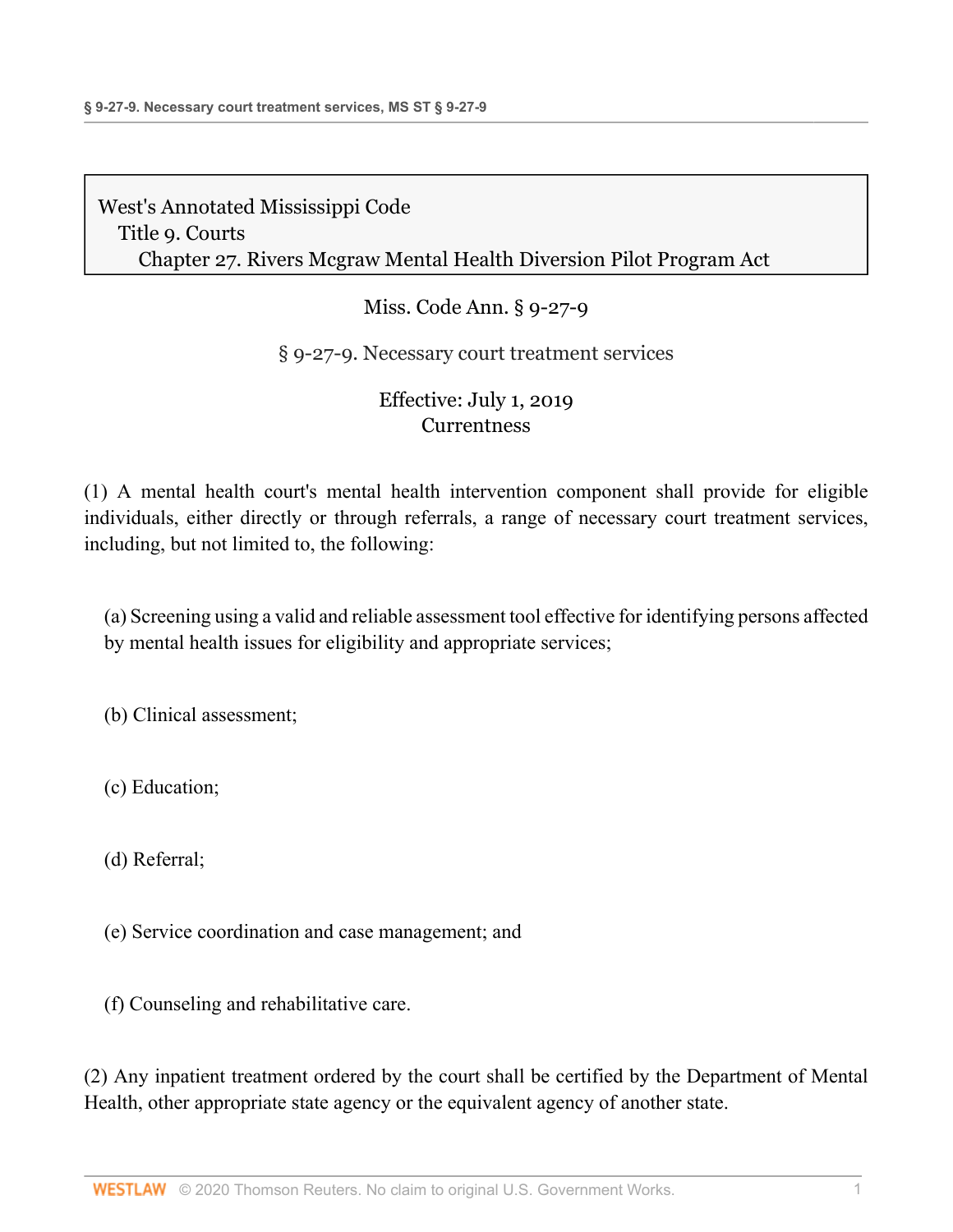West's Annotated Mississippi Code
Title 9. Courts
Chapter 27. Rivers Mcgraw Mental Health Diversion Pilot Program Act

Miss. Code Ann. § 9-27-9

§ 9-27-9. Necessary court treatment services

Effective: July 1, 2019
Currentness

(1) A mental health court's mental health intervention component shall provide for eligible individuals, either directly or through referrals, a range of necessary court treatment services, including, but not limited to, the following:

(a) Screening using a valid and reliable assessment tool effective for identifying persons affected by mental health issues for eligibility and appropriate services;

(b) Clinical assessment;

(c) Education;

(d) Referral;

(e) Service coordination and case management; and

(f) Counseling and rehabilitative care.

(2) Any inpatient treatment ordered by the court shall be certified by the Department of Mental Health, other appropriate state agency or the equivalent agency of another state.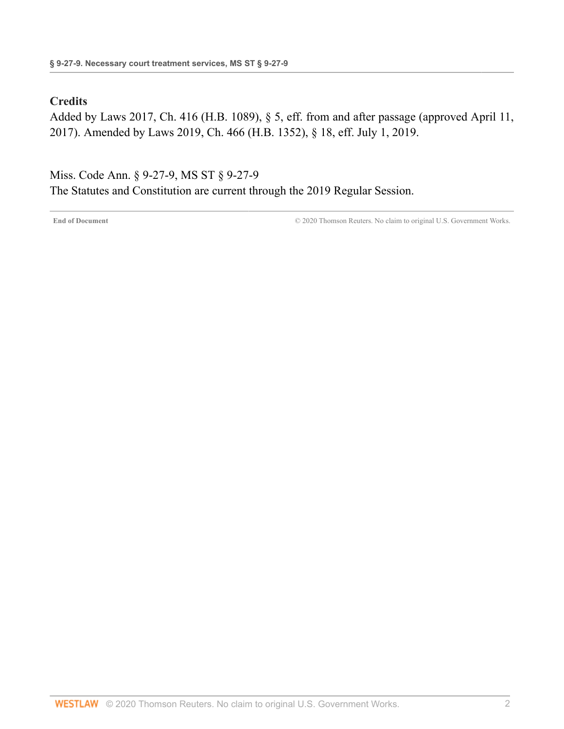## Credits

Added by Laws 2017, Ch. 416 (H.B. 1089), § 5, eff. from and after passage (approved April 11, 2017). Amended by Laws 2019, Ch. 466 (H.B. 1352), § 18, eff. July 1, 2019.

Miss. Code Ann. § 9-27-9, MS ST § 9-27-9
The Statutes and Constitution are current through the 2019 Regular Session.

**End of Document** © 2020 Thomson Reuters. No claim to original U.S. Government Works.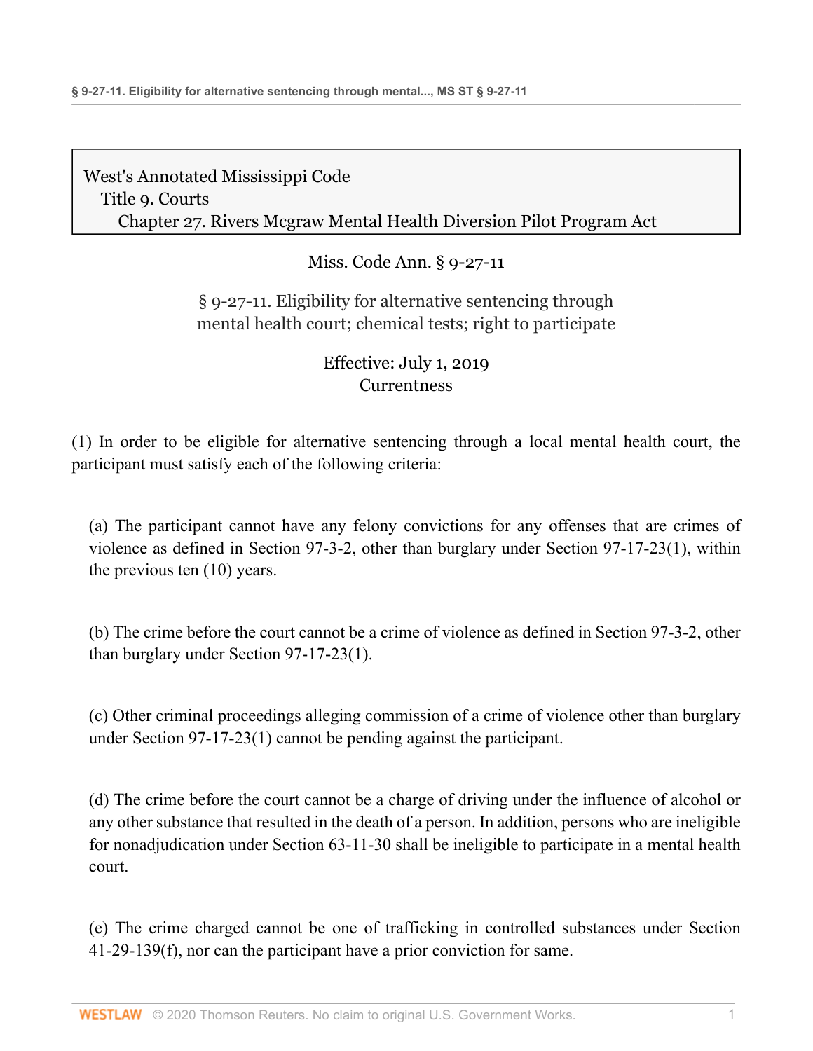West's Annotated Mississippi Code
Title 9. Courts
Chapter 27. Rivers Mcgraw Mental Health Diversion Pilot Program Act

Miss. Code Ann. § 9-27-11

§ 9-27-11. Eligibility for alternative sentencing through mental health court; chemical tests; right to participate

Effective: July 1, 2019
Currentness

(1) In order to be eligible for alternative sentencing through a local mental health court, the participant must satisfy each of the following criteria:

(a) The participant cannot have any felony convictions for any offenses that are crimes of violence as defined in Section 97-3-2, other than burglary under Section 97-17-23(1), within the previous ten (10) years.

(b) The crime before the court cannot be a crime of violence as defined in Section 97-3-2, other than burglary under Section 97-17-23(1).

(c) Other criminal proceedings alleging commission of a crime of violence other than burglary under Section 97-17-23(1) cannot be pending against the participant.

(d) The crime before the court cannot be a charge of driving under the influence of alcohol or any other substance that resulted in the death of a person. In addition, persons who are ineligible for nonadjudication under Section 63-11-30 shall be ineligible to participate in a mental health court.

(e) The crime charged cannot be one of trafficking in controlled substances under Section 41-29-139(f), nor can the participant have a prior conviction for same.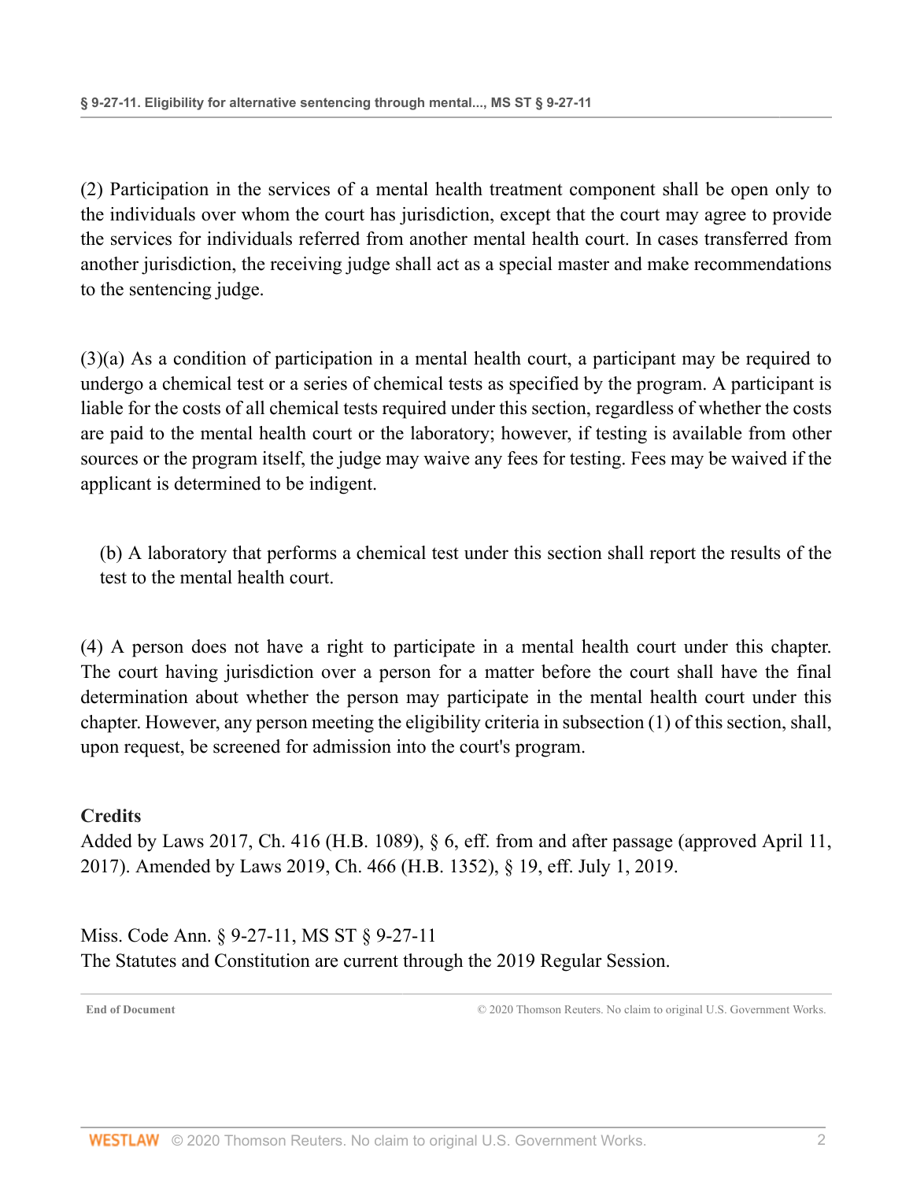(2) Participation in the services of a mental health treatment component shall be open only to the individuals over whom the court has jurisdiction, except that the court may agree to provide the services for individuals referred from another mental health court. In cases transferred from another jurisdiction, the receiving judge shall act as a special master and make recommendations to the sentencing judge.

(3)(a) As a condition of participation in a mental health court, a participant may be required to undergo a chemical test or a series of chemical tests as specified by the program. A participant is liable for the costs of all chemical tests required under this section, regardless of whether the costs are paid to the mental health court or the laboratory; however, if testing is available from other sources or the program itself, the judge may waive any fees for testing. Fees may be waived if the applicant is determined to be indigent.

(b) A laboratory that performs a chemical test under this section shall report the results of the test to the mental health court.

(4) A person does not have a right to participate in a mental health court under this chapter. The court having jurisdiction over a person for a matter before the court shall have the final determination about whether the person may participate in the mental health court under this chapter. However, any person meeting the eligibility criteria in subsection (1) of this section, shall, upon request, be screened for admission into the court's program.

**Credits**

Added by Laws 2017, Ch. 416 (H.B. 1089), § 6, eff. from and after passage (approved April 11, 2017). Amended by Laws 2019, Ch. 466 (H.B. 1352), § 19, eff. July 1, 2019.

Miss. Code Ann. § 9-27-11, MS ST § 9-27-11
The Statutes and Constitution are current through the 2019 Regular Session.

**End of Document** © 2020 Thomson Reuters. No claim to original U.S. Government Works.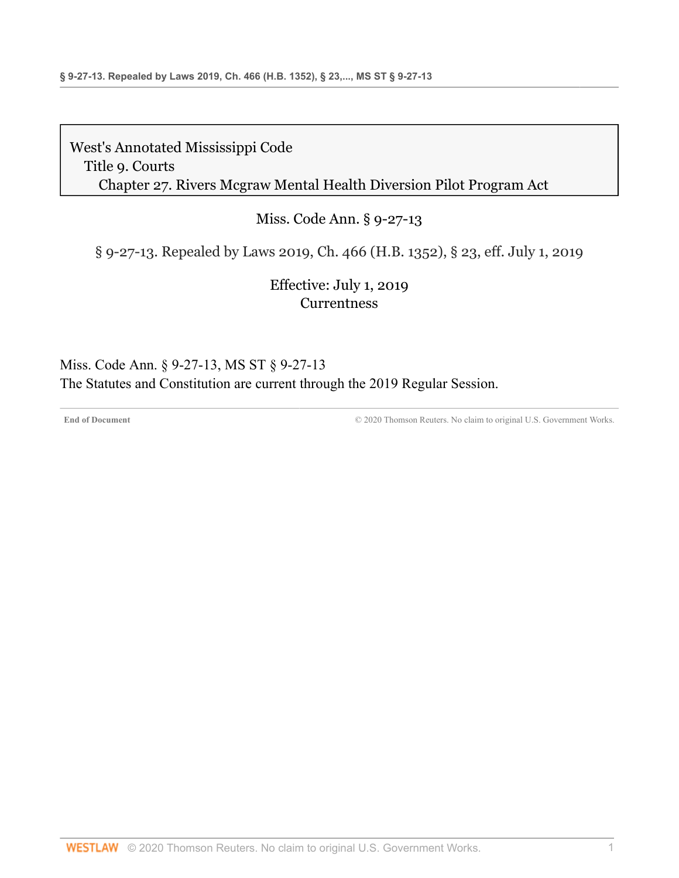West's Annotated Mississippi Code
Title 9. Courts
Chapter 27. Rivers Mcgraw Mental Health Diversion Pilot Program Act

Miss. Code Ann. § 9-27-13

§ 9-27-13. Repealed by Laws 2019, Ch. 466 (H.B. 1352), § 23, eff. July 1, 2019

Effective: July 1, 2019
Currentness

Miss. Code Ann. § 9-27-13, MS ST § 9-27-13
The Statutes and Constitution are current through the 2019 Regular Session.

End of Document © 2020 Thomson Reuters. No claim to original U.S. Government Works.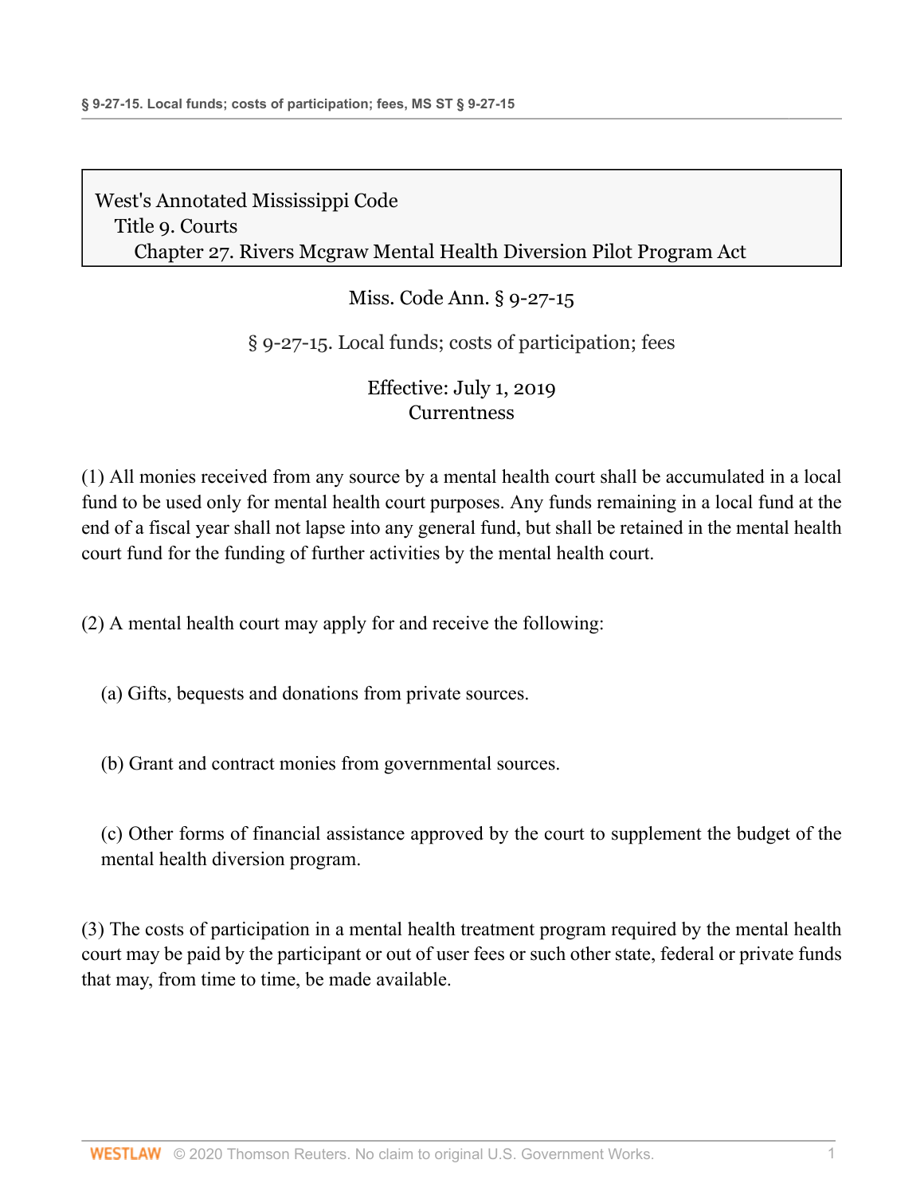West's Annotated Mississippi Code
Title 9. Courts
Chapter 27. Rivers Mcgraw Mental Health Diversion Pilot Program Act

Miss. Code Ann. § 9-27-15

§ 9-27-15. Local funds; costs of participation; fees

Effective: July 1, 2019
Currentness

(1) All monies received from any source by a mental health court shall be accumulated in a local fund to be used only for mental health court purposes. Any funds remaining in a local fund at the end of a fiscal year shall not lapse into any general fund, but shall be retained in the mental health court fund for the funding of further activities by the mental health court.

(2) A mental health court may apply for and receive the following:

(a) Gifts, bequests and donations from private sources.

(b) Grant and contract monies from governmental sources.

(c) Other forms of financial assistance approved by the court to supplement the budget of the mental health diversion program.

(3) The costs of participation in a mental health treatment program required by the mental health court may be paid by the participant or out of user fees or such other state, federal or private funds that may, from time to time, be made available.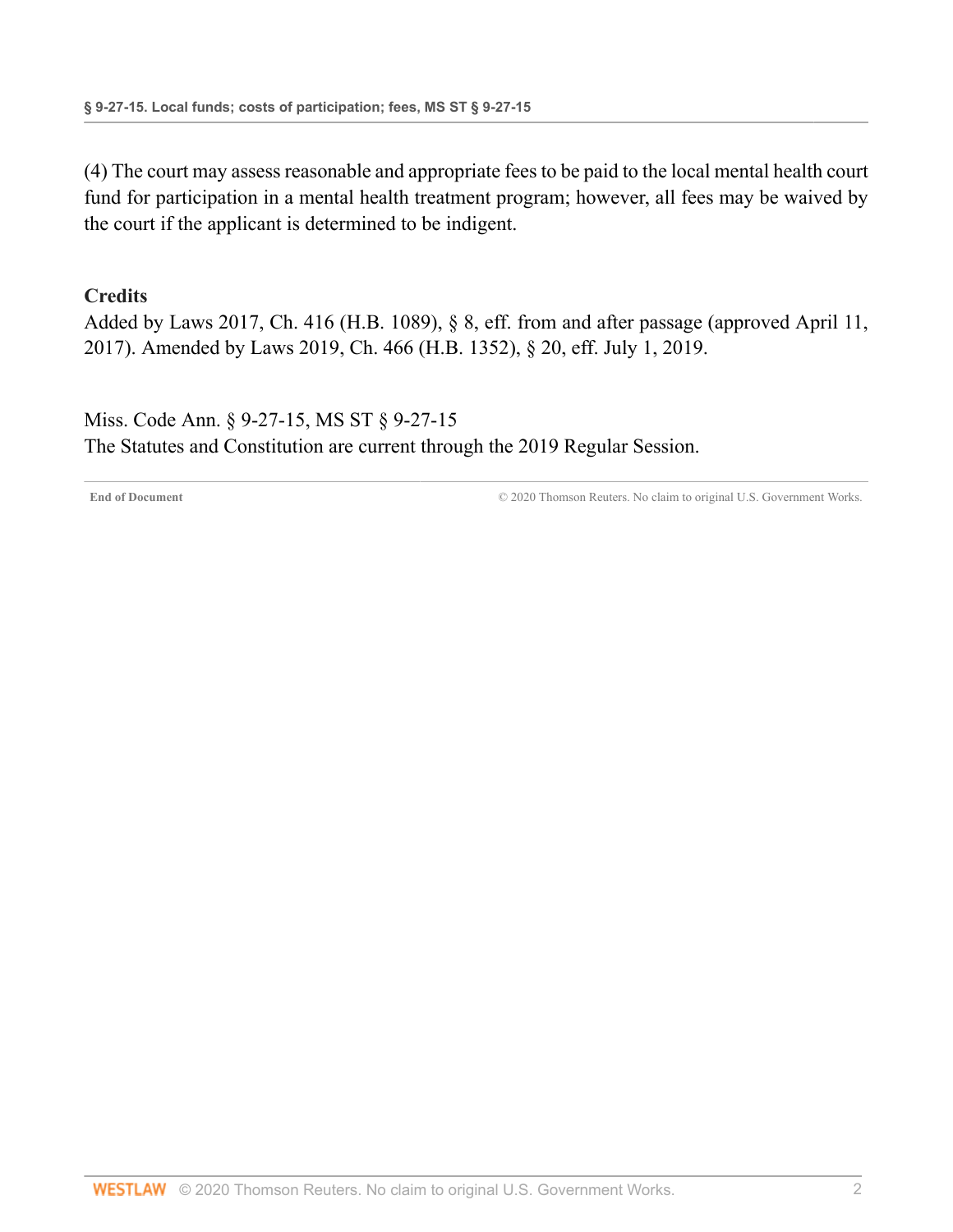(4) The court may assess reasonable and appropriate fees to be paid to the local mental health court fund for participation in a mental health treatment program; however, all fees may be waived by the court if the applicant is determined to be indigent.

### Credits

Added by Laws 2017, Ch. 416 (H.B. 1089), § 8, eff. from and after passage (approved April 11, 2017). Amended by Laws 2019, Ch. 466 (H.B. 1352), § 20, eff. July 1, 2019.

Miss. Code Ann. § 9-27-15, MS ST § 9-27-15
The Statutes and Constitution are current through the 2019 Regular Session.

**End of Document** © 2020 Thomson Reuters. No claim to original U.S. Government Works.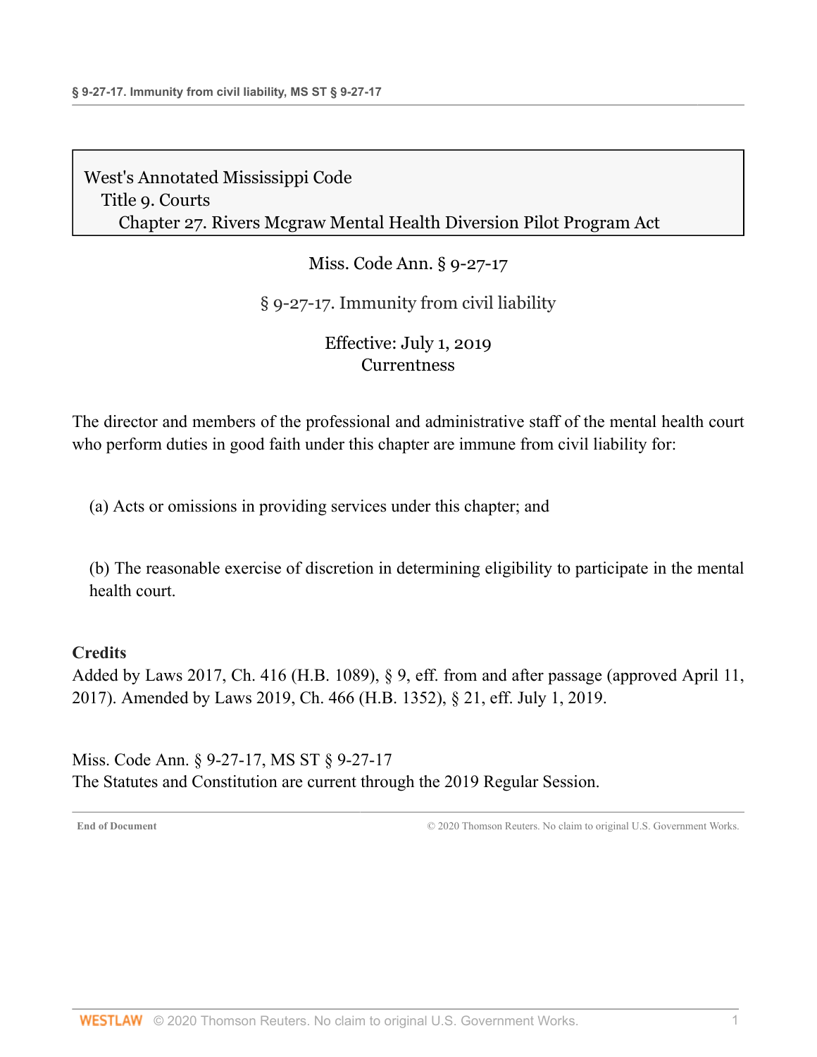West's Annotated Mississippi Code
Title 9. Courts
Chapter 27. Rivers Mcgraw Mental Health Diversion Pilot Program Act

Miss. Code Ann. § 9-27-17

# § 9-27-17. Immunity from civil liability

Effective: July 1, 2019
Currentness

The director and members of the professional and administrative staff of the mental health court who perform duties in good faith under this chapter are immune from civil liability for:

(a) Acts or omissions in providing services under this chapter; and

(b) The reasonable exercise of discretion in determining eligibility to participate in the mental health court.

**Credits**

Added by Laws 2017, Ch. 416 (H.B. 1089), § 9, eff. from and after passage (approved April 11, 2017). Amended by Laws 2019, Ch. 466 (H.B. 1352), § 21, eff. July 1, 2019.

Miss. Code Ann. § 9-27-17, MS ST § 9-27-17
The Statutes and Constitution are current through the 2019 Regular Session.

**End of Document** © 2020 Thomson Reuters. No claim to original U.S. Government Works.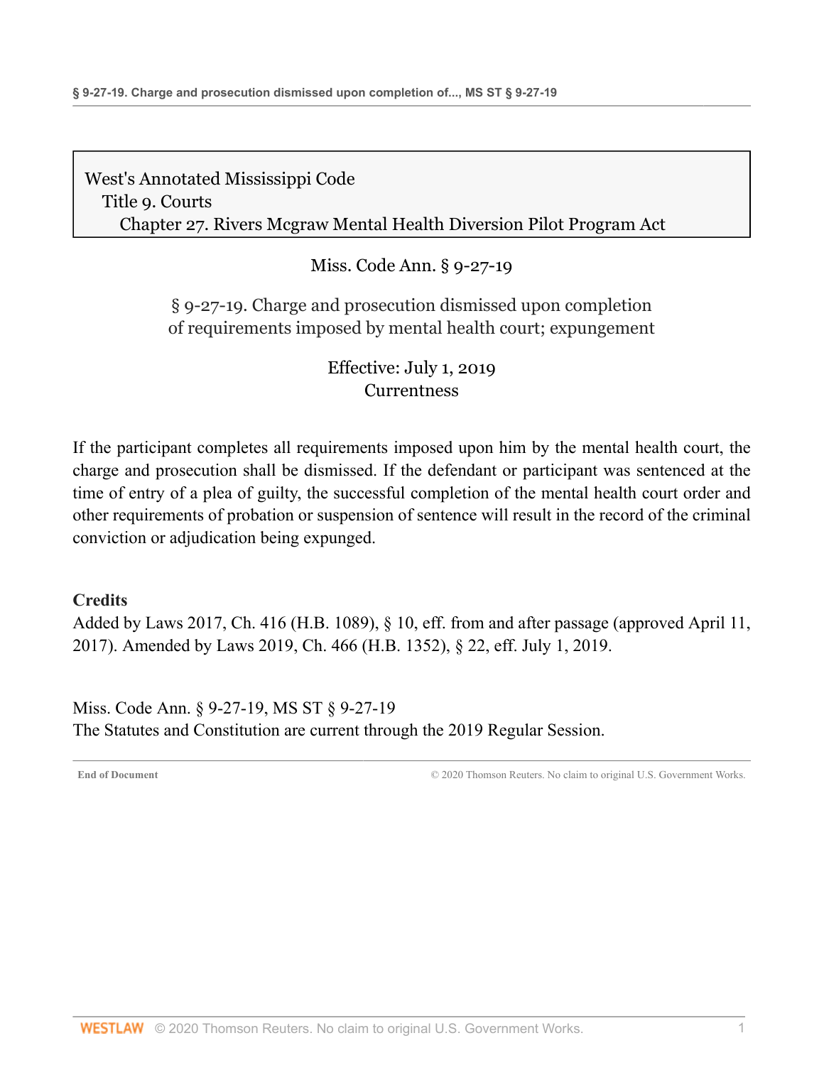West's Annotated Mississippi Code
Title 9. Courts
Chapter 27. Rivers Mcgraw Mental Health Diversion Pilot Program Act

Miss. Code Ann. § 9-27-19

# § 9-27-19. Charge and prosecution dismissed upon completion of requirements imposed by mental health court; expungement

Effective: July 1, 2019
Currentness

If the participant completes all requirements imposed upon him by the mental health court, the charge and prosecution shall be dismissed. If the defendant or participant was sentenced at the time of entry of a plea of guilty, the successful completion of the mental health court order and other requirements of probation or suspension of sentence will result in the record of the criminal conviction or adjudication being expunged.

**Credits**

Added by Laws 2017, Ch. 416 (H.B. 1089), § 10, eff. from and after passage (approved April 11, 2017). Amended by Laws 2019, Ch. 466 (H.B. 1352), § 22, eff. July 1, 2019.

Miss. Code Ann. § 9-27-19, MS ST § 9-27-19
The Statutes and Constitution are current through the 2019 Regular Session.

**End of Document** © 2020 Thomson Reuters. No claim to original U.S. Government Works.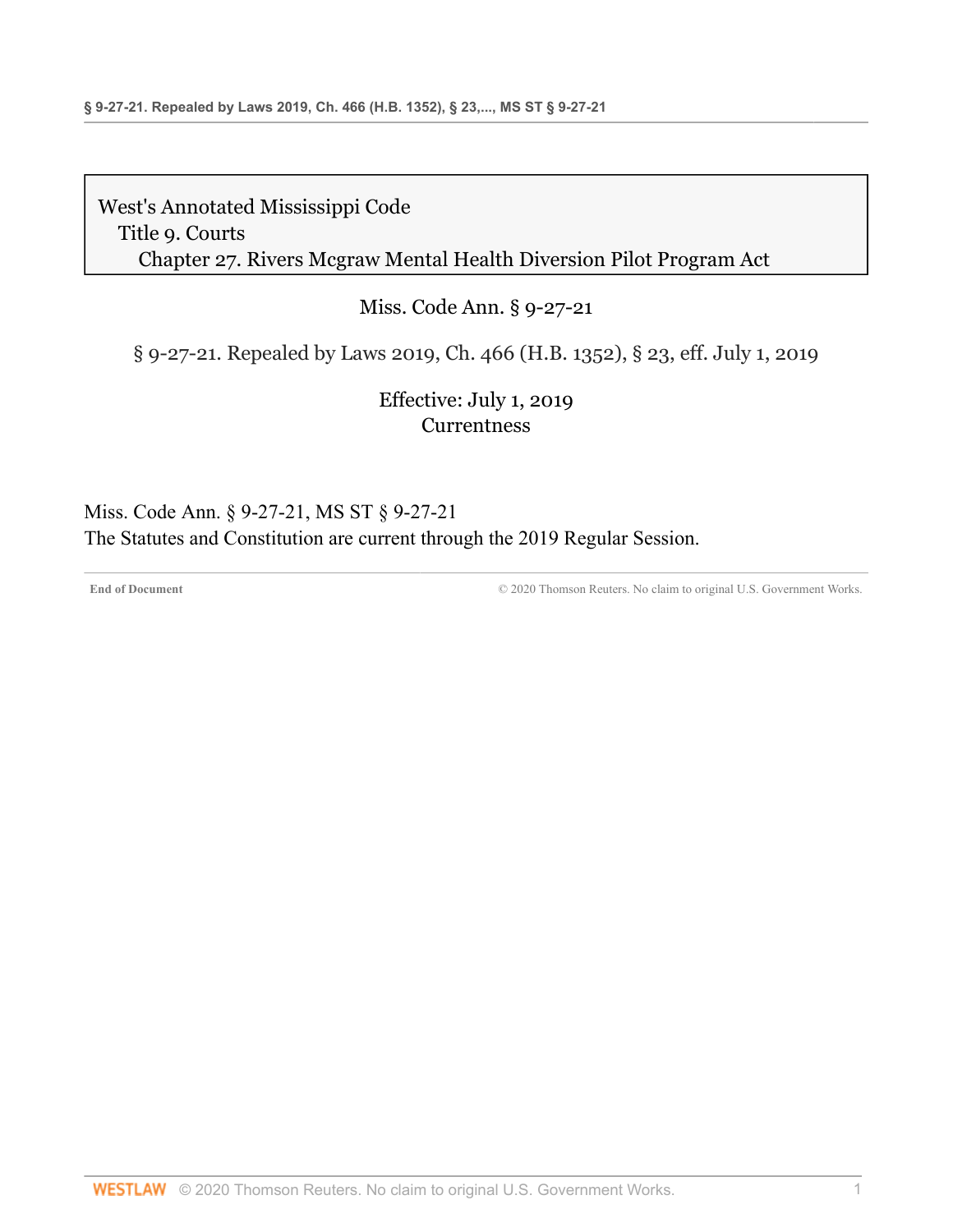West's Annotated Mississippi Code
Title 9. Courts
Chapter 27. Rivers Mcgraw Mental Health Diversion Pilot Program Act

Miss. Code Ann. § 9-27-21

§ 9-27-21. Repealed by Laws 2019, Ch. 466 (H.B. 1352), § 23, eff. July 1, 2019

Effective: July 1, 2019
Currentness

Miss. Code Ann. § 9-27-21, MS ST § 9-27-21
The Statutes and Constitution are current through the 2019 Regular Session.

**End of Document** © 2020 Thomson Reuters. No claim to original U.S. Government Works.